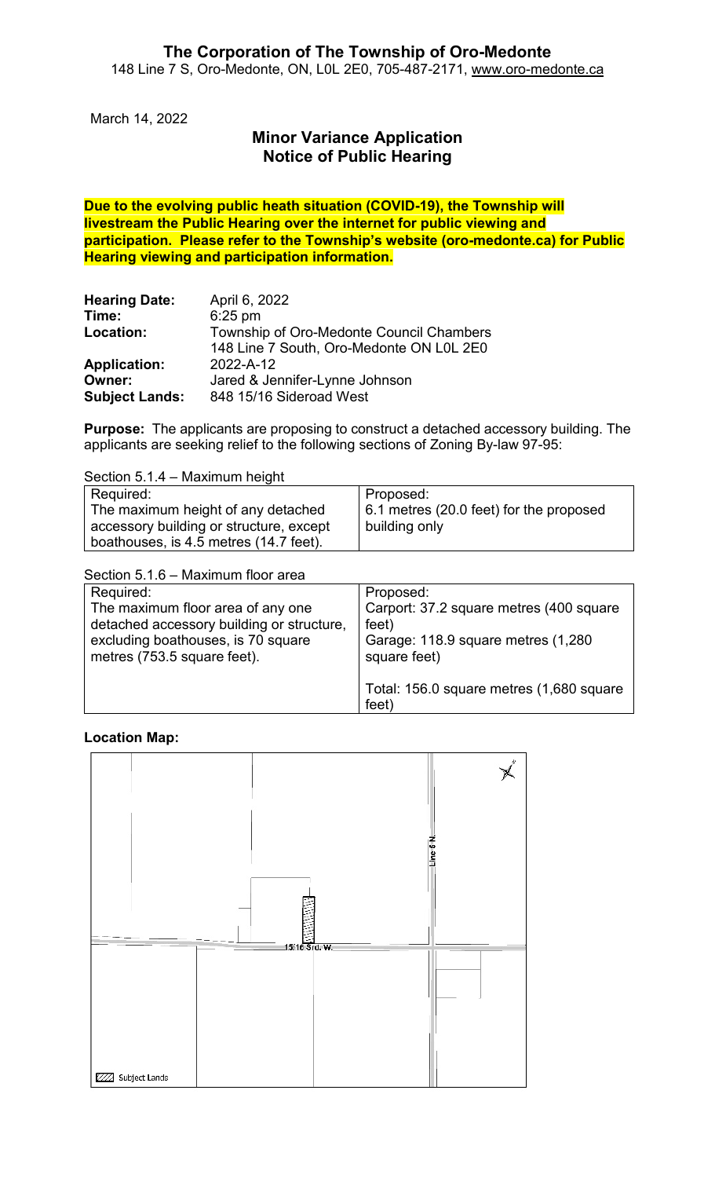# The Corporation of The Township of Oro-Medonte

148 Line 7 S, Oro-Medonte, ON, L0L 2E0, 705-487-2171, www.oro-medonte.ca

March 14, 2022

## Minor Variance Application
## Notice of Public Hearing

**Due to the evolving public heath situation (COVID-19), the Township will livestream the Public Hearing over the internet for public viewing and participation. Please refer to the Township's website (oro-medonte.ca) for Public Hearing viewing and participation information.**

**Hearing Date:** April 6, 2022
**Time:** 6:25 pm
**Location:** Township of Oro-Medonte Council Chambers
148 Line 7 South, Oro-Medonte ON L0L 2E0
**Application:** 2022-A-12
**Owner:** Jared & Jennifer-Lynne Johnson
**Subject Lands:** 848 15/16 Sideroad West

**Purpose:** The applicants are proposing to construct a detached accessory building. The applicants are seeking relief to the following sections of Zoning By-law 97-95:

Section 5.1.4 – Maximum height

| Required: | Proposed: |
|---|---|
| The maximum height of any detached accessory building or structure, except boathouses, is 4.5 metres (14.7 feet). | 6.1 metres (20.0 feet) for the proposed building only |

Section 5.1.6 – Maximum floor area

| Required: | Proposed: |
|---|---|
| The maximum floor area of any one detached accessory building or structure, excluding boathouses, is 70 square metres (753.5 square feet). | Carport: 37.2 square metres (400 square feet)<br>Garage: 118.9 square metres (1,280 square feet)<br><br>Total: 156.0 square metres (1,680 square feet) |

**Location Map:**

Line 6 N.

15/16 Srd. W.

Subject Lands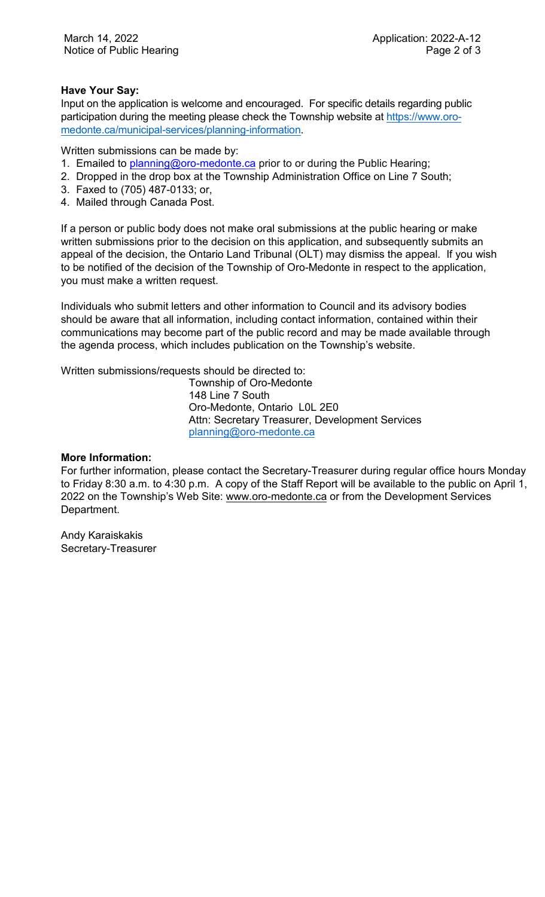**Have Your Say:**

Input on the application is welcome and encouraged. For specific details regarding public participation during the meeting please check the Township website at [https://www.oro-medonte.ca/municipal-services/planning-information](https://www.oro-medonte.ca/municipal-services/planning-information).

Written submissions can be made by:

1. Emailed to [planning@oro-medonte.ca](mailto:planning@oro-medonte.ca) prior to or during the Public Hearing;
2. Dropped in the drop box at the Township Administration Office on Line 7 South;
3. Faxed to (705) 487-0133; or,
4. Mailed through Canada Post.

If a person or public body does not make oral submissions at the public hearing or make written submissions prior to the decision on this application, and subsequently submits an appeal of the decision, the Ontario Land Tribunal (OLT) may dismiss the appeal. If you wish to be notified of the decision of the Township of Oro-Medonte in respect to the application, you must make a written request.

Individuals who submit letters and other information to Council and its advisory bodies should be aware that all information, including contact information, contained within their communications may become part of the public record and may be made available through the agenda process, which includes publication on the Township's website.

Written submissions/requests should be directed to:

Township of Oro-Medonte
148 Line 7 South
Oro-Medonte, Ontario L0L 2E0
Attn: Secretary Treasurer, Development Services
[planning@oro-medonte.ca](mailto:planning@oro-medonte.ca)

**More Information:**

For further information, please contact the Secretary-Treasurer during regular office hours Monday to Friday 8:30 a.m. to 4:30 p.m. A copy of the Staff Report will be available to the public on April 1, 2022 on the Township's Web Site: www.oro-medonte.ca or from the Development Services Department.

Andy Karaiskakis
Secretary-Treasurer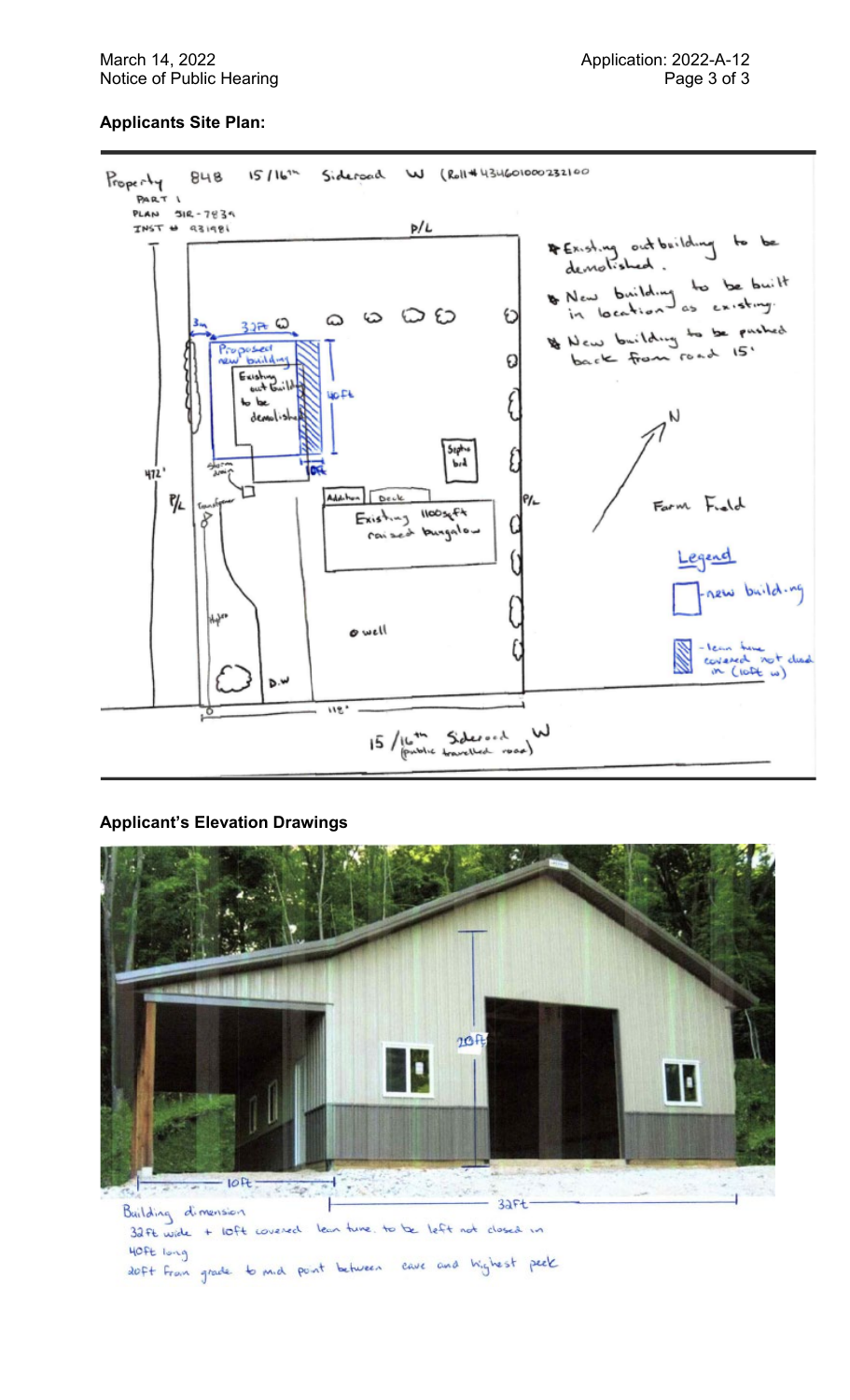**Applicants Site Plan:**

Property 848 15/16th Sideroad W (Roll# 434601000232100)
PART 1
PLAN 51R-7834
INST # 931981

P/L

* Existing outbuilding to be demolished.
* New building to be built in location as existing.
* New building to be pushed back from road 15'

N

32ft

3m

Proposed new building

Existing out building to be demolished

40ft

10ft

Septic bed

Addition

Deck

Existing 1100sqft raised bungalow

472'

P/L

Transformer

Storm drain

Hydro

o well

D.W

P/L

Farm Field

Legend

- new building

- lean two covered not closed in (10ft w)

112'

15/16th Sideroad W (public travelled road)

**Applicant's Elevation Drawings**

20ft

10ft

32ft

Building dimension
32ft wide + 10ft covered lean two. to be left not closed in
40ft long
20ft from grade to mid point between eave and highest peek